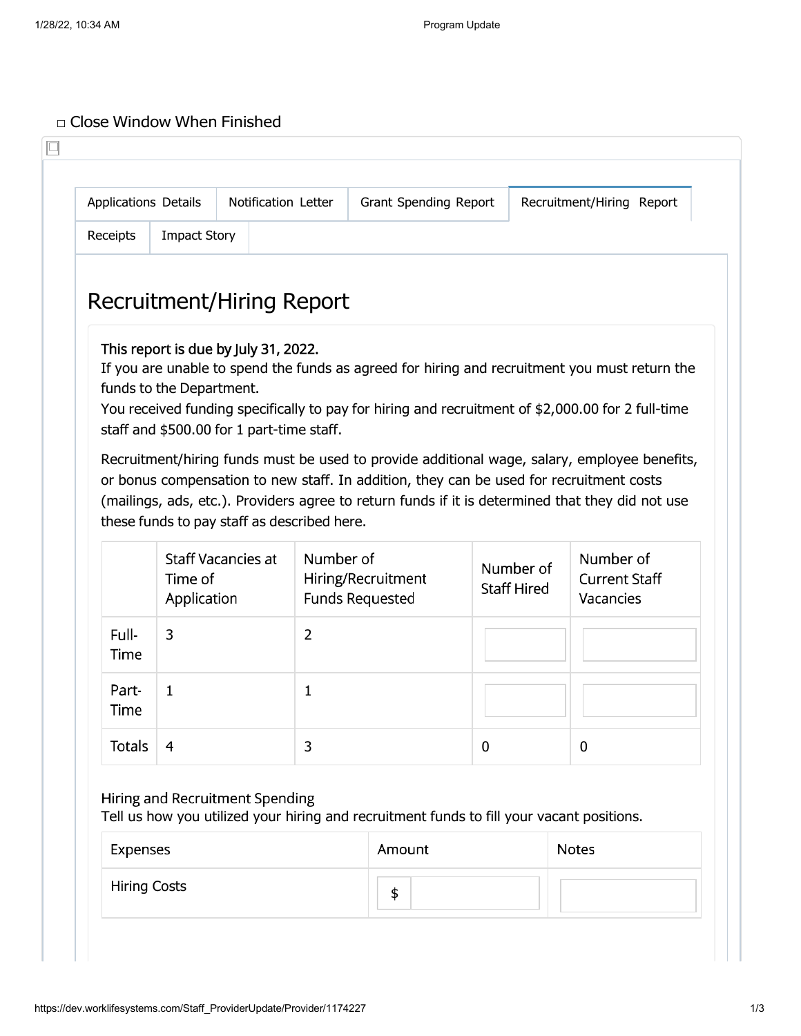□ Close Window When Finished

| Applications Details | Notification Letter | Grant Spending Report | Recruitment/Hiring Report |
|---|---|---|---|
| Receipts | Impact Story | | |

# Recruitment/Hiring Report

**This report is due by July 31, 2022.**

If you are unable to spend the funds as agreed for hiring and recruitment you must return the funds to the Department.

You received funding specifically to pay for hiring and recruitment of $2,000.00 for 2 full-time staff and $500.00 for 1 part-time staff.

Recruitment/hiring funds must be used to provide additional wage, salary, employee benefits, or bonus compensation to new staff. In addition, they can be used for recruitment costs (mailings, ads, etc.). Providers agree to return funds if it is determined that they did not use these funds to pay staff as described here.

| | Staff Vacancies at Time of Application | Number of Hiring/Recruitment Funds Requested | Number of Staff Hired | Number of Current Staff Vacancies |
|---|---|---|---|---|
| Full-Time | 3 | 2 | | |
| Part-Time | 1 | 1 | | |
| Totals | 4 | 3 | 0 | 0 |

Hiring and Recruitment Spending

Tell us how you utilized your hiring and recruitment funds to fill your vacant positions.

| Expenses | Amount | Notes |
|---|---|---|
| Hiring Costs | $ | |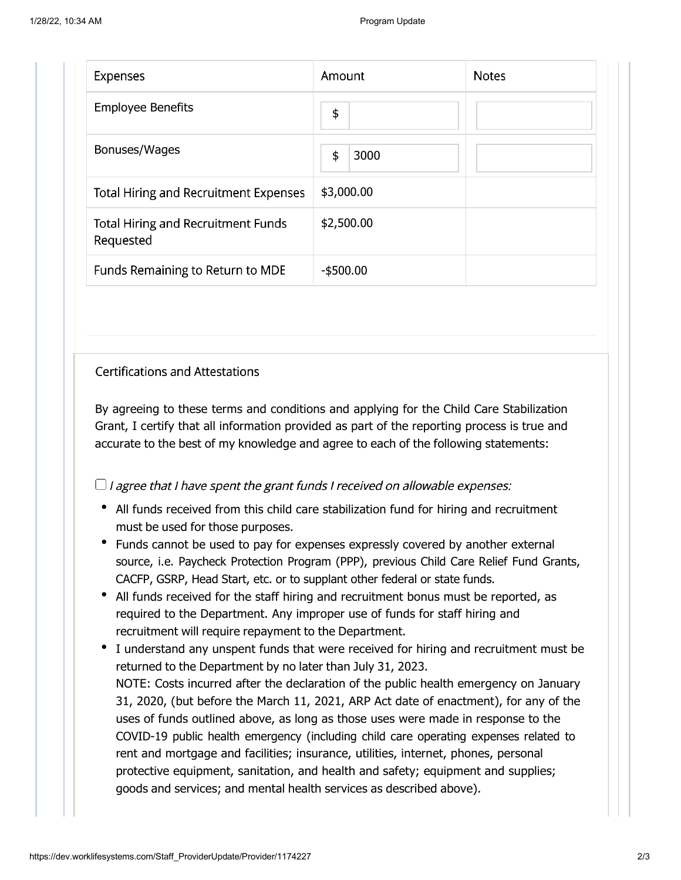| Expenses | Amount | Notes |
| --- | --- | --- |
| Employee Benefits | $ | |
| Bonuses/Wages | $ 3000 | |
| Total Hiring and Recruitment Expenses | $3,000.00 | |
| Total Hiring and Recruitment Funds Requested | $2,500.00 | |
| Funds Remaining to Return to MDE | -$500.00 | |

Certifications and Attestations

By agreeing to these terms and conditions and applying for the Child Care Stabilization Grant, I certify that all information provided as part of the reporting process is true and accurate to the best of my knowledge and agree to each of the following statements:

☐ *I agree that I have spent the grant funds I received on allowable expenses:*

- All funds received from this child care stabilization fund for hiring and recruitment must be used for those purposes.
- Funds cannot be used to pay for expenses expressly covered by another external source, i.e. Paycheck Protection Program (PPP), previous Child Care Relief Fund Grants, CACFP, GSRP, Head Start, etc. or to supplant other federal or state funds.
- All funds received for the staff hiring and recruitment bonus must be reported, as required to the Department. Any improper use of funds for staff hiring and recruitment will require repayment to the Department.
- I understand any unspent funds that were received for hiring and recruitment must be returned to the Department by no later than July 31, 2023.
  NOTE: Costs incurred after the declaration of the public health emergency on January 31, 2020, (but before the March 11, 2021, ARP Act date of enactment), for any of the uses of funds outlined above, as long as those uses were made in response to the COVID-19 public health emergency (including child care operating expenses related to rent and mortgage and facilities; insurance, utilities, internet, phones, personal protective equipment, sanitation, and health and safety; equipment and supplies; goods and services; and mental health services as described above).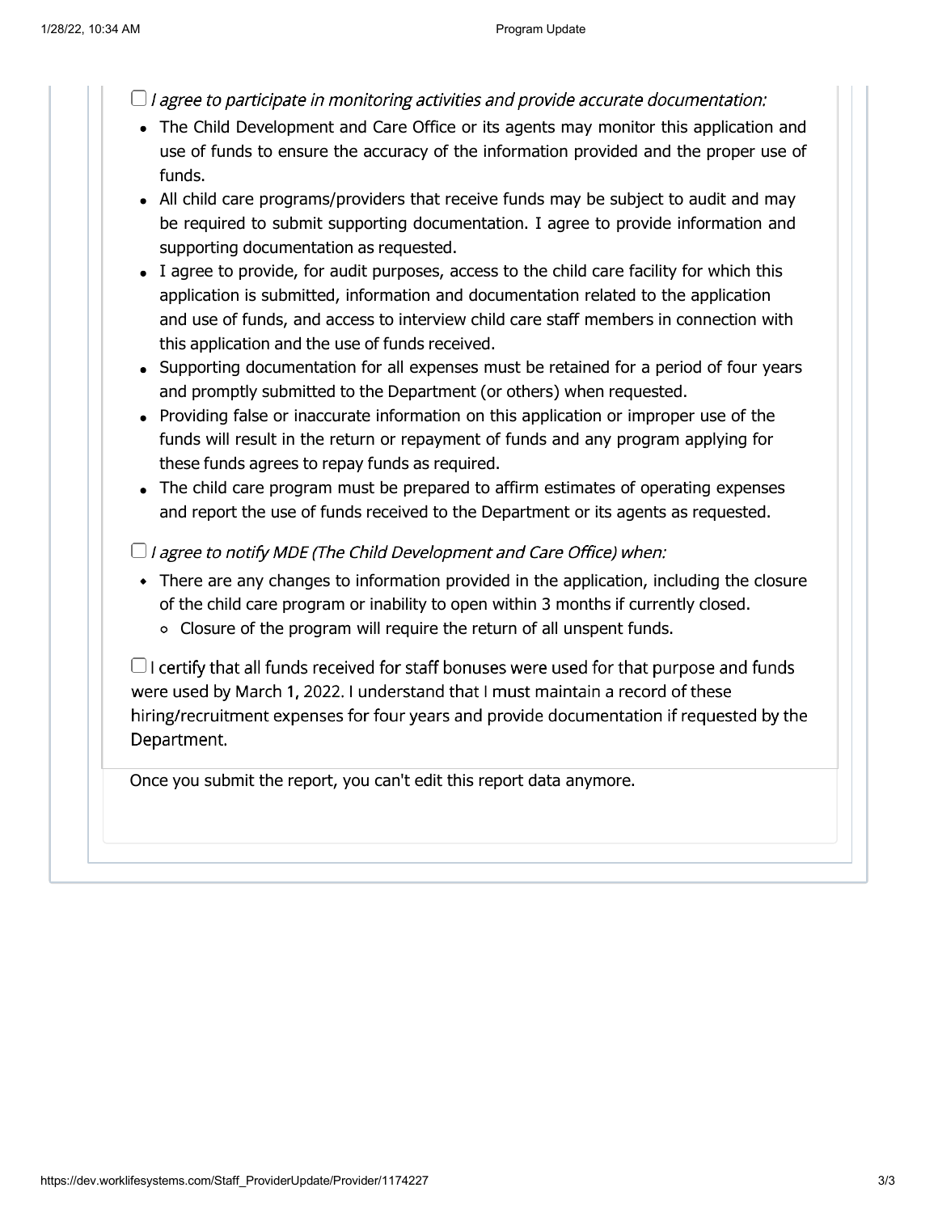☐ *I agree to participate in monitoring activities and provide accurate documentation:*

- The Child Development and Care Office or its agents may monitor this application and use of funds to ensure the accuracy of the information provided and the proper use of funds.
- All child care programs/providers that receive funds may be subject to audit and may be required to submit supporting documentation. I agree to provide information and supporting documentation as requested.
- I agree to provide, for audit purposes, access to the child care facility for which this application is submitted, information and documentation related to the application and use of funds, and access to interview child care staff members in connection with this application and the use of funds received.
- Supporting documentation for all expenses must be retained for a period of four years and promptly submitted to the Department (or others) when requested.
- Providing false or inaccurate information on this application or improper use of the funds will result in the return or repayment of funds and any program applying for these funds agrees to repay funds as required.
- The child care program must be prepared to affirm estimates of operating expenses and report the use of funds received to the Department or its agents as requested.

☐ *I agree to notify MDE (The Child Development and Care Office) when:*

- There are any changes to information provided in the application, including the closure of the child care program or inability to open within 3 months if currently closed.
  - Closure of the program will require the return of all unspent funds.

☐ I certify that all funds received for staff bonuses were used for that purpose and funds were used by March 1, 2022. I understand that I must maintain a record of these hiring/recruitment expenses for four years and provide documentation if requested by the Department.

Once you submit the report, you can't edit this report data anymore.